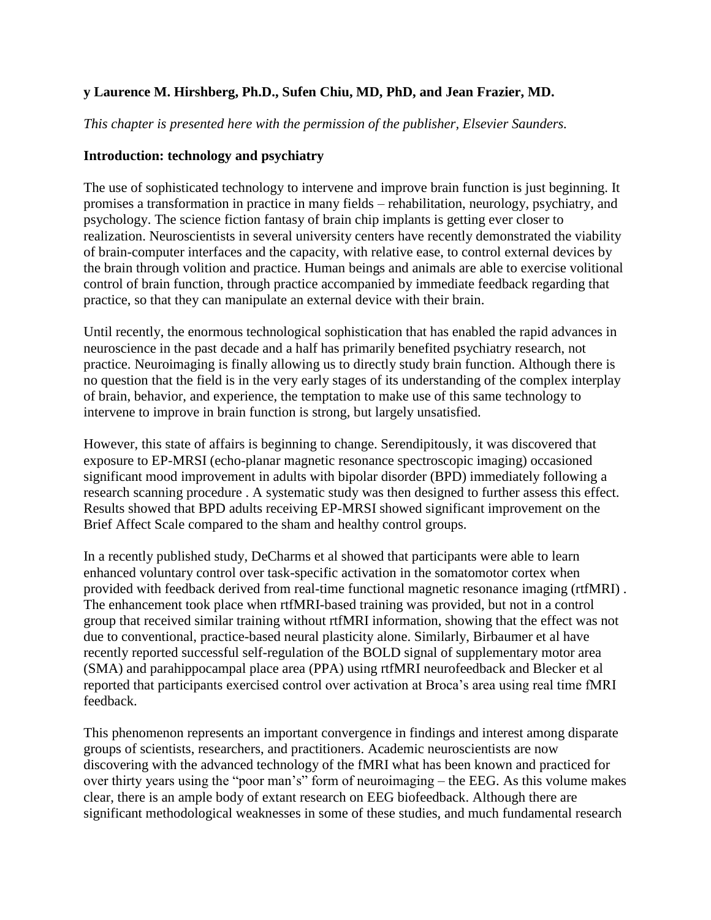**y Laurence M. Hirshberg, Ph.D., Sufen Chiu, MD, PhD, and Jean Frazier, MD.**

*This chapter is presented here with the permission of the publisher, Elsevier Saunders.*

**Introduction: technology and psychiatry**

The use of sophisticated technology to intervene and improve brain function is just beginning. It promises a transformation in practice in many fields – rehabilitation, neurology, psychiatry, and psychology. The science fiction fantasy of brain chip implants is getting ever closer to realization. Neuroscientists in several university centers have recently demonstrated the viability of brain-computer interfaces and the capacity, with relative ease, to control external devices by the brain through volition and practice. Human beings and animals are able to exercise volitional control of brain function, through practice accompanied by immediate feedback regarding that practice, so that they can manipulate an external device with their brain.

Until recently, the enormous technological sophistication that has enabled the rapid advances in neuroscience in the past decade and a half has primarily benefited psychiatry research, not practice. Neuroimaging is finally allowing us to directly study brain function. Although there is no question that the field is in the very early stages of its understanding of the complex interplay of brain, behavior, and experience, the temptation to make use of this same technology to intervene to improve in brain function is strong, but largely unsatisfied.

However, this state of affairs is beginning to change. Serendipitously, it was discovered that exposure to EP-MRSI (echo-planar magnetic resonance spectroscopic imaging) occasioned significant mood improvement in adults with bipolar disorder (BPD) immediately following a research scanning procedure . A systematic study was then designed to further assess this effect. Results showed that BPD adults receiving EP-MRSI showed significant improvement on the Brief Affect Scale compared to the sham and healthy control groups.

In a recently published study, DeCharms et al showed that participants were able to learn enhanced voluntary control over task-specific activation in the somatomotor cortex when provided with feedback derived from real-time functional magnetic resonance imaging (rtfMRI) . The enhancement took place when rtfMRI-based training was provided, but not in a control group that received similar training without rtfMRI information, showing that the effect was not due to conventional, practice-based neural plasticity alone. Similarly, Birbaumer et al have recently reported successful self-regulation of the BOLD signal of supplementary motor area (SMA) and parahippocampal place area (PPA) using rtfMRI neurofeedback and Blecker et al reported that participants exercised control over activation at Broca's area using real time fMRI feedback.

This phenomenon represents an important convergence in findings and interest among disparate groups of scientists, researchers, and practitioners. Academic neuroscientists are now discovering with the advanced technology of the fMRI what has been known and practiced for over thirty years using the "poor man's" form of neuroimaging – the EEG. As this volume makes clear, there is an ample body of extant research on EEG biofeedback. Although there are significant methodological weaknesses in some of these studies, and much fundamental research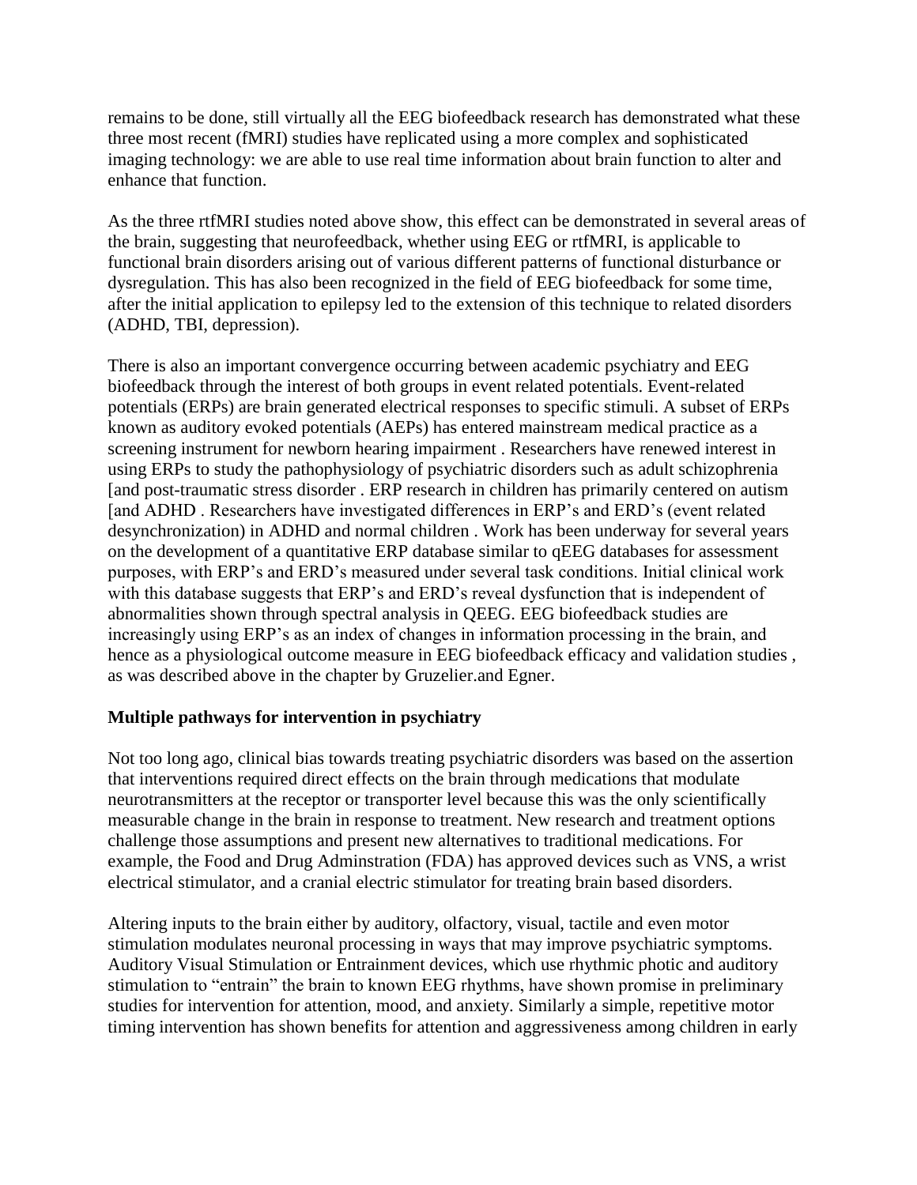remains to be done, still virtually all the EEG biofeedback research has demonstrated what these three most recent (fMRI) studies have replicated using a more complex and sophisticated imaging technology: we are able to use real time information about brain function to alter and enhance that function.

As the three rtfMRI studies noted above show, this effect can be demonstrated in several areas of the brain, suggesting that neurofeedback, whether using EEG or rtfMRI, is applicable to functional brain disorders arising out of various different patterns of functional disturbance or dysregulation. This has also been recognized in the field of EEG biofeedback for some time, after the initial application to epilepsy led to the extension of this technique to related disorders (ADHD, TBI, depression).

There is also an important convergence occurring between academic psychiatry and EEG biofeedback through the interest of both groups in event related potentials. Event-related potentials (ERPs) are brain generated electrical responses to specific stimuli. A subset of ERPs known as auditory evoked potentials (AEPs) has entered mainstream medical practice as a screening instrument for newborn hearing impairment . Researchers have renewed interest in using ERPs to study the pathophysiology of psychiatric disorders such as adult schizophrenia [and post-traumatic stress disorder . ERP research in children has primarily centered on autism [and ADHD . Researchers have investigated differences in ERP's and ERD's (event related desynchronization) in ADHD and normal children . Work has been underway for several years on the development of a quantitative ERP database similar to qEEG databases for assessment purposes, with ERP's and ERD's measured under several task conditions. Initial clinical work with this database suggests that ERP's and ERD's reveal dysfunction that is independent of abnormalities shown through spectral analysis in QEEG. EEG biofeedback studies are increasingly using ERP's as an index of changes in information processing in the brain, and hence as a physiological outcome measure in EEG biofeedback efficacy and validation studies , as was described above in the chapter by Gruzelier.and Egner.

**Multiple pathways for intervention in psychiatry**

Not too long ago, clinical bias towards treating psychiatric disorders was based on the assertion that interventions required direct effects on the brain through medications that modulate neurotransmitters at the receptor or transporter level because this was the only scientifically measurable change in the brain in response to treatment. New research and treatment options challenge those assumptions and present new alternatives to traditional medications. For example, the Food and Drug Adminstration (FDA) has approved devices such as VNS, a wrist electrical stimulator, and a cranial electric stimulator for treating brain based disorders.

Altering inputs to the brain either by auditory, olfactory, visual, tactile and even motor stimulation modulates neuronal processing in ways that may improve psychiatric symptoms. Auditory Visual Stimulation or Entrainment devices, which use rhythmic photic and auditory stimulation to "entrain" the brain to known EEG rhythms, have shown promise in preliminary studies for intervention for attention, mood, and anxiety. Similarly a simple, repetitive motor timing intervention has shown benefits for attention and aggressiveness among children in early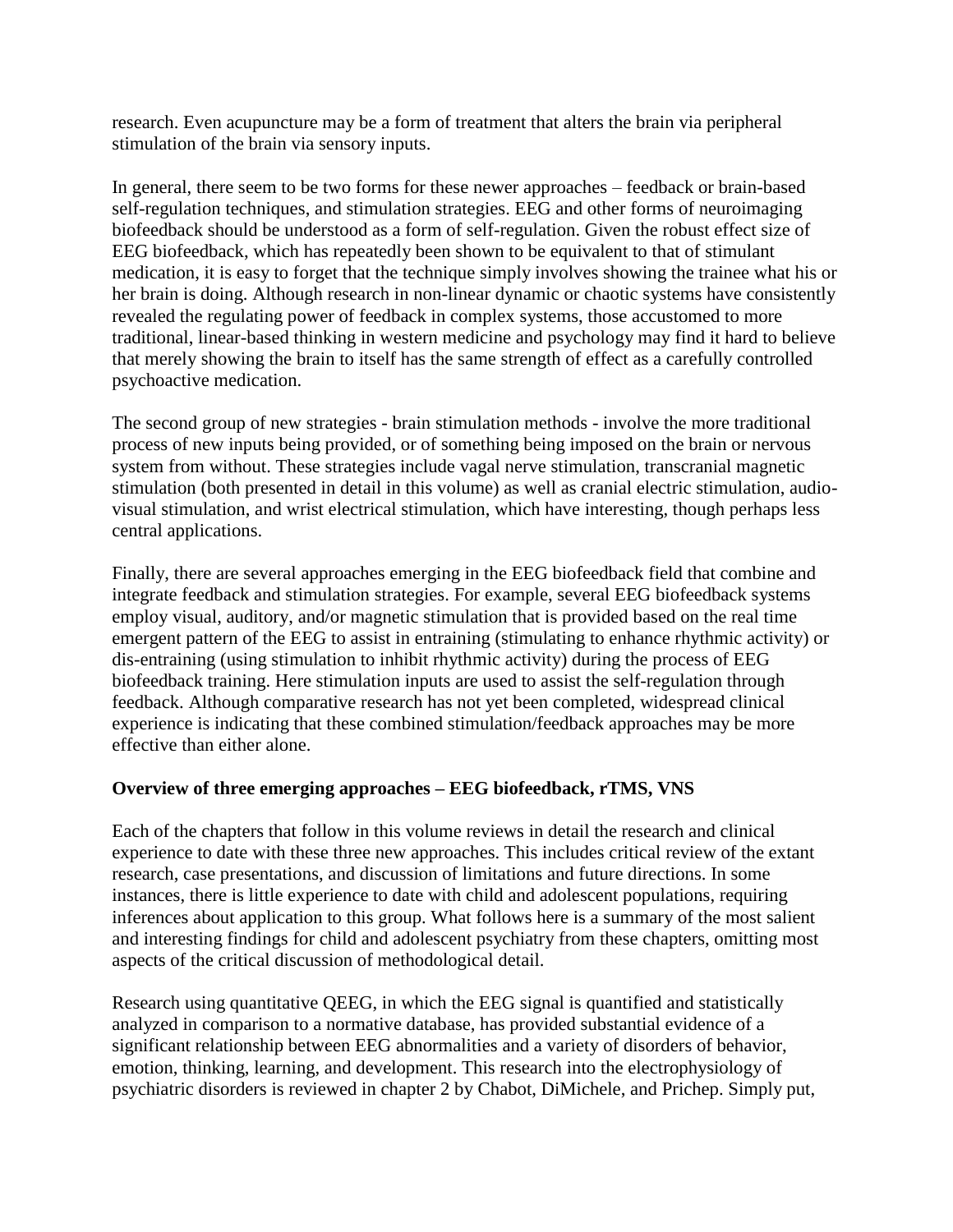research. Even acupuncture may be a form of treatment that alters the brain via peripheral stimulation of the brain via sensory inputs.

In general, there seem to be two forms for these newer approaches – feedback or brain-based self-regulation techniques, and stimulation strategies. EEG and other forms of neuroimaging biofeedback should be understood as a form of self-regulation. Given the robust effect size of EEG biofeedback, which has repeatedly been shown to be equivalent to that of stimulant medication, it is easy to forget that the technique simply involves showing the trainee what his or her brain is doing. Although research in non-linear dynamic or chaotic systems have consistently revealed the regulating power of feedback in complex systems, those accustomed to more traditional, linear-based thinking in western medicine and psychology may find it hard to believe that merely showing the brain to itself has the same strength of effect as a carefully controlled psychoactive medication.

The second group of new strategies - brain stimulation methods - involve the more traditional process of new inputs being provided, or of something being imposed on the brain or nervous system from without. These strategies include vagal nerve stimulation, transcranial magnetic stimulation (both presented in detail in this volume) as well as cranial electric stimulation, audio-visual stimulation, and wrist electrical stimulation, which have interesting, though perhaps less central applications.

Finally, there are several approaches emerging in the EEG biofeedback field that combine and integrate feedback and stimulation strategies. For example, several EEG biofeedback systems employ visual, auditory, and/or magnetic stimulation that is provided based on the real time emergent pattern of the EEG to assist in entraining (stimulating to enhance rhythmic activity) or dis-entraining (using stimulation to inhibit rhythmic activity) during the process of EEG biofeedback training. Here stimulation inputs are used to assist the self-regulation through feedback. Although comparative research has not yet been completed, widespread clinical experience is indicating that these combined stimulation/feedback approaches may be more effective than either alone.

**Overview of three emerging approaches – EEG biofeedback, rTMS, VNS**

Each of the chapters that follow in this volume reviews in detail the research and clinical experience to date with these three new approaches. This includes critical review of the extant research, case presentations, and discussion of limitations and future directions. In some instances, there is little experience to date with child and adolescent populations, requiring inferences about application to this group. What follows here is a summary of the most salient and interesting findings for child and adolescent psychiatry from these chapters, omitting most aspects of the critical discussion of methodological detail.

Research using quantitative QEEG, in which the EEG signal is quantified and statistically analyzed in comparison to a normative database, has provided substantial evidence of a significant relationship between EEG abnormalities and a variety of disorders of behavior, emotion, thinking, learning, and development. This research into the electrophysiology of psychiatric disorders is reviewed in chapter 2 by Chabot, DiMichele, and Prichep. Simply put,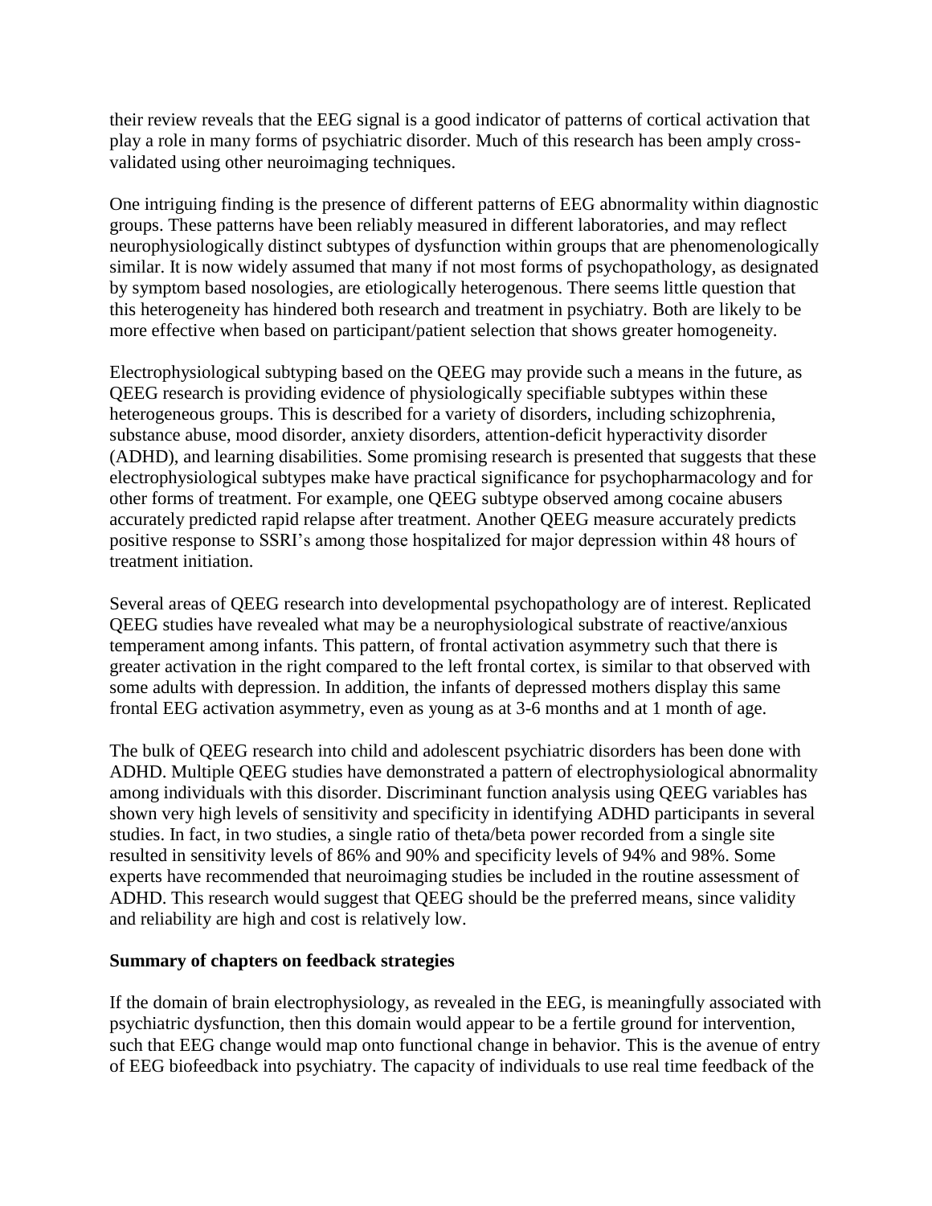their review reveals that the EEG signal is a good indicator of patterns of cortical activation that play a role in many forms of psychiatric disorder. Much of this research has been amply cross-validated using other neuroimaging techniques.

One intriguing finding is the presence of different patterns of EEG abnormality within diagnostic groups. These patterns have been reliably measured in different laboratories, and may reflect neurophysiologically distinct subtypes of dysfunction within groups that are phenomenologically similar. It is now widely assumed that many if not most forms of psychopathology, as designated by symptom based nosologies, are etiologically heterogenous. There seems little question that this heterogeneity has hindered both research and treatment in psychiatry. Both are likely to be more effective when based on participant/patient selection that shows greater homogeneity.

Electrophysiological subtyping based on the QEEG may provide such a means in the future, as QEEG research is providing evidence of physiologically specifiable subtypes within these heterogeneous groups. This is described for a variety of disorders, including schizophrenia, substance abuse, mood disorder, anxiety disorders, attention-deficit hyperactivity disorder (ADHD), and learning disabilities. Some promising research is presented that suggests that these electrophysiological subtypes make have practical significance for psychopharmacology and for other forms of treatment. For example, one QEEG subtype observed among cocaine abusers accurately predicted rapid relapse after treatment. Another QEEG measure accurately predicts positive response to SSRI's among those hospitalized for major depression within 48 hours of treatment initiation.

Several areas of QEEG research into developmental psychopathology are of interest. Replicated QEEG studies have revealed what may be a neurophysiological substrate of reactive/anxious temperament among infants. This pattern, of frontal activation asymmetry such that there is greater activation in the right compared to the left frontal cortex, is similar to that observed with some adults with depression. In addition, the infants of depressed mothers display this same frontal EEG activation asymmetry, even as young as at 3-6 months and at 1 month of age.

The bulk of QEEG research into child and adolescent psychiatric disorders has been done with ADHD. Multiple QEEG studies have demonstrated a pattern of electrophysiological abnormality among individuals with this disorder. Discriminant function analysis using QEEG variables has shown very high levels of sensitivity and specificity in identifying ADHD participants in several studies. In fact, in two studies, a single ratio of theta/beta power recorded from a single site resulted in sensitivity levels of 86% and 90% and specificity levels of 94% and 98%. Some experts have recommended that neuroimaging studies be included in the routine assessment of ADHD. This research would suggest that QEEG should be the preferred means, since validity and reliability are high and cost is relatively low.

**Summary of chapters on feedback strategies**

If the domain of brain electrophysiology, as revealed in the EEG, is meaningfully associated with psychiatric dysfunction, then this domain would appear to be a fertile ground for intervention, such that EEG change would map onto functional change in behavior. This is the avenue of entry of EEG biofeedback into psychiatry. The capacity of individuals to use real time feedback of the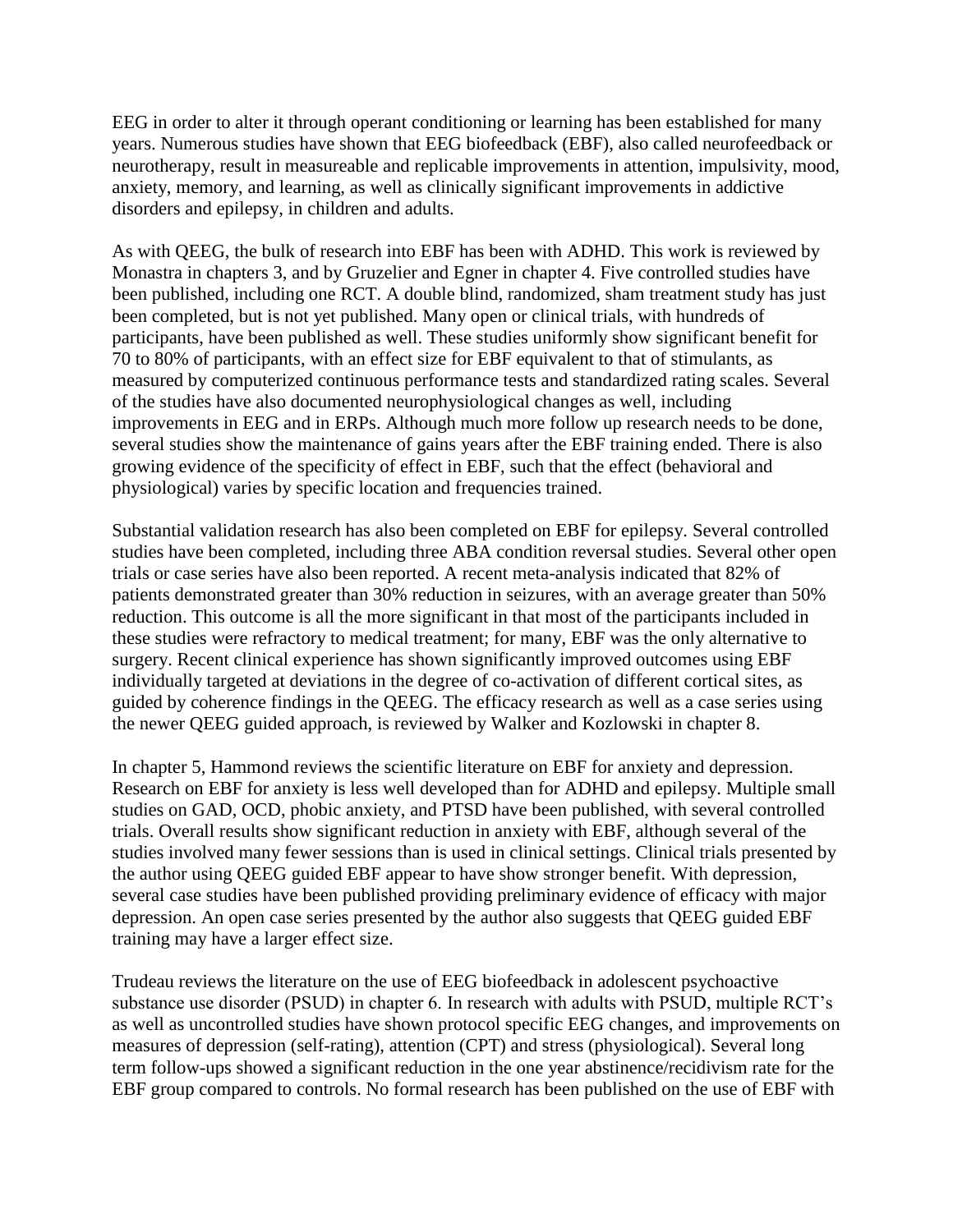EEG in order to alter it through operant conditioning or learning has been established for many years. Numerous studies have shown that EEG biofeedback (EBF), also called neurofeedback or neurotherapy, result in measureable and replicable improvements in attention, impulsivity, mood, anxiety, memory, and learning, as well as clinically significant improvements in addictive disorders and epilepsy, in children and adults.

As with QEEG, the bulk of research into EBF has been with ADHD. This work is reviewed by Monastra in chapters 3, and by Gruzelier and Egner in chapter 4. Five controlled studies have been published, including one RCT. A double blind, randomized, sham treatment study has just been completed, but is not yet published. Many open or clinical trials, with hundreds of participants, have been published as well. These studies uniformly show significant benefit for 70 to 80% of participants, with an effect size for EBF equivalent to that of stimulants, as measured by computerized continuous performance tests and standardized rating scales. Several of the studies have also documented neurophysiological changes as well, including improvements in EEG and in ERPs. Although much more follow up research needs to be done, several studies show the maintenance of gains years after the EBF training ended. There is also growing evidence of the specificity of effect in EBF, such that the effect (behavioral and physiological) varies by specific location and frequencies trained.

Substantial validation research has also been completed on EBF for epilepsy. Several controlled studies have been completed, including three ABA condition reversal studies. Several other open trials or case series have also been reported. A recent meta-analysis indicated that 82% of patients demonstrated greater than 30% reduction in seizures, with an average greater than 50% reduction. This outcome is all the more significant in that most of the participants included in these studies were refractory to medical treatment; for many, EBF was the only alternative to surgery. Recent clinical experience has shown significantly improved outcomes using EBF individually targeted at deviations in the degree of co-activation of different cortical sites, as guided by coherence findings in the QEEG. The efficacy research as well as a case series using the newer QEEG guided approach, is reviewed by Walker and Kozlowski in chapter 8.

In chapter 5, Hammond reviews the scientific literature on EBF for anxiety and depression. Research on EBF for anxiety is less well developed than for ADHD and epilepsy. Multiple small studies on GAD, OCD, phobic anxiety, and PTSD have been published, with several controlled trials. Overall results show significant reduction in anxiety with EBF, although several of the studies involved many fewer sessions than is used in clinical settings. Clinical trials presented by the author using QEEG guided EBF appear to have show stronger benefit. With depression, several case studies have been published providing preliminary evidence of efficacy with major depression. An open case series presented by the author also suggests that QEEG guided EBF training may have a larger effect size.

Trudeau reviews the literature on the use of EEG biofeedback in adolescent psychoactive substance use disorder (PSUD) in chapter 6. In research with adults with PSUD, multiple RCT's as well as uncontrolled studies have shown protocol specific EEG changes, and improvements on measures of depression (self-rating), attention (CPT) and stress (physiological). Several long term follow-ups showed a significant reduction in the one year abstinence/recidivism rate for the EBF group compared to controls. No formal research has been published on the use of EBF with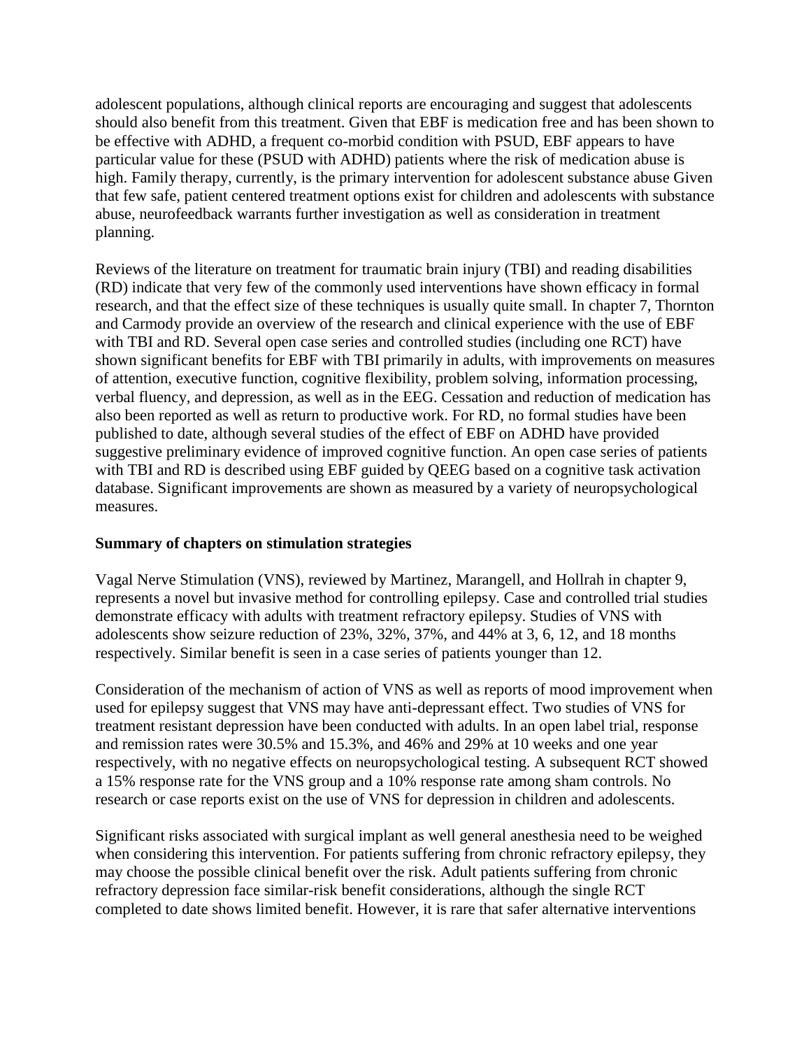adolescent populations, although clinical reports are encouraging and suggest that adolescents should also benefit from this treatment. Given that EBF is medication free and has been shown to be effective with ADHD, a frequent co-morbid condition with PSUD, EBF appears to have particular value for these (PSUD with ADHD) patients where the risk of medication abuse is high. Family therapy, currently, is the primary intervention for adolescent substance abuse Given that few safe, patient centered treatment options exist for children and adolescents with substance abuse, neurofeedback warrants further investigation as well as consideration in treatment planning.

Reviews of the literature on treatment for traumatic brain injury (TBI) and reading disabilities (RD) indicate that very few of the commonly used interventions have shown efficacy in formal research, and that the effect size of these techniques is usually quite small. In chapter 7, Thornton and Carmody provide an overview of the research and clinical experience with the use of EBF with TBI and RD. Several open case series and controlled studies (including one RCT) have shown significant benefits for EBF with TBI primarily in adults, with improvements on measures of attention, executive function, cognitive flexibility, problem solving, information processing, verbal fluency, and depression, as well as in the EEG. Cessation and reduction of medication has also been reported as well as return to productive work. For RD, no formal studies have been published to date, although several studies of the effect of EBF on ADHD have provided suggestive preliminary evidence of improved cognitive function. An open case series of patients with TBI and RD is described using EBF guided by QEEG based on a cognitive task activation database. Significant improvements are shown as measured by a variety of neuropsychological measures.

**Summary of chapters on stimulation strategies**

Vagal Nerve Stimulation (VNS), reviewed by Martinez, Marangell, and Hollrah in chapter 9, represents a novel but invasive method for controlling epilepsy. Case and controlled trial studies demonstrate efficacy with adults with treatment refractory epilepsy. Studies of VNS with adolescents show seizure reduction of 23%, 32%, 37%, and 44% at 3, 6, 12, and 18 months respectively. Similar benefit is seen in a case series of patients younger than 12.

Consideration of the mechanism of action of VNS as well as reports of mood improvement when used for epilepsy suggest that VNS may have anti-depressant effect. Two studies of VNS for treatment resistant depression have been conducted with adults. In an open label trial, response and remission rates were 30.5% and 15.3%, and 46% and 29% at 10 weeks and one year respectively, with no negative effects on neuropsychological testing. A subsequent RCT showed a 15% response rate for the VNS group and a 10% response rate among sham controls. No research or case reports exist on the use of VNS for depression in children and adolescents.

Significant risks associated with surgical implant as well general anesthesia need to be weighed when considering this intervention. For patients suffering from chronic refractory epilepsy, they may choose the possible clinical benefit over the risk. Adult patients suffering from chronic refractory depression face similar-risk benefit considerations, although the single RCT completed to date shows limited benefit. However, it is rare that safer alternative interventions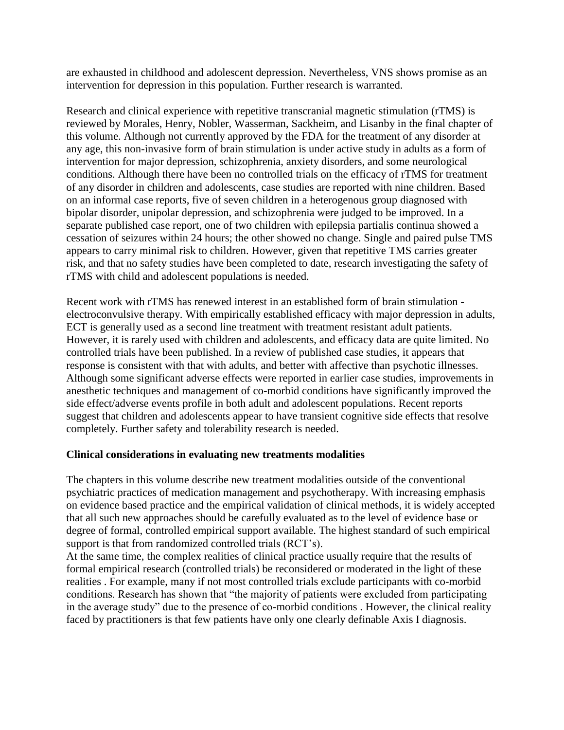are exhausted in childhood and adolescent depression. Nevertheless, VNS shows promise as an intervention for depression in this population. Further research is warranted.

Research and clinical experience with repetitive transcranial magnetic stimulation (rTMS) is reviewed by Morales, Henry, Nobler, Wasserman, Sackheim, and Lisanby in the final chapter of this volume. Although not currently approved by the FDA for the treatment of any disorder at any age, this non-invasive form of brain stimulation is under active study in adults as a form of intervention for major depression, schizophrenia, anxiety disorders, and some neurological conditions. Although there have been no controlled trials on the efficacy of rTMS for treatment of any disorder in children and adolescents, case studies are reported with nine children. Based on an informal case reports, five of seven children in a heterogenous group diagnosed with bipolar disorder, unipolar depression, and schizophrenia were judged to be improved. In a separate published case report, one of two children with epilepsia partialis continua showed a cessation of seizures within 24 hours; the other showed no change. Single and paired pulse TMS appears to carry minimal risk to children. However, given that repetitive TMS carries greater risk, and that no safety studies have been completed to date, research investigating the safety of rTMS with child and adolescent populations is needed.

Recent work with rTMS has renewed interest in an established form of brain stimulation - electroconvulsive therapy. With empirically established efficacy with major depression in adults, ECT is generally used as a second line treatment with treatment resistant adult patients. However, it is rarely used with children and adolescents, and efficacy data are quite limited. No controlled trials have been published. In a review of published case studies, it appears that response is consistent with that with adults, and better with affective than psychotic illnesses. Although some significant adverse effects were reported in earlier case studies, improvements in anesthetic techniques and management of co-morbid conditions have significantly improved the side effect/adverse events profile in both adult and adolescent populations. Recent reports suggest that children and adolescents appear to have transient cognitive side effects that resolve completely. Further safety and tolerability research is needed.

**Clinical considerations in evaluating new treatments modalities**

The chapters in this volume describe new treatment modalities outside of the conventional psychiatric practices of medication management and psychotherapy. With increasing emphasis on evidence based practice and the empirical validation of clinical methods, it is widely accepted that all such new approaches should be carefully evaluated as to the level of evidence base or degree of formal, controlled empirical support available. The highest standard of such empirical support is that from randomized controlled trials (RCT's).

At the same time, the complex realities of clinical practice usually require that the results of formal empirical research (controlled trials) be reconsidered or moderated in the light of these realities . For example, many if not most controlled trials exclude participants with co-morbid conditions. Research has shown that "the majority of patients were excluded from participating in the average study" due to the presence of co-morbid conditions . However, the clinical reality faced by practitioners is that few patients have only one clearly definable Axis I diagnosis.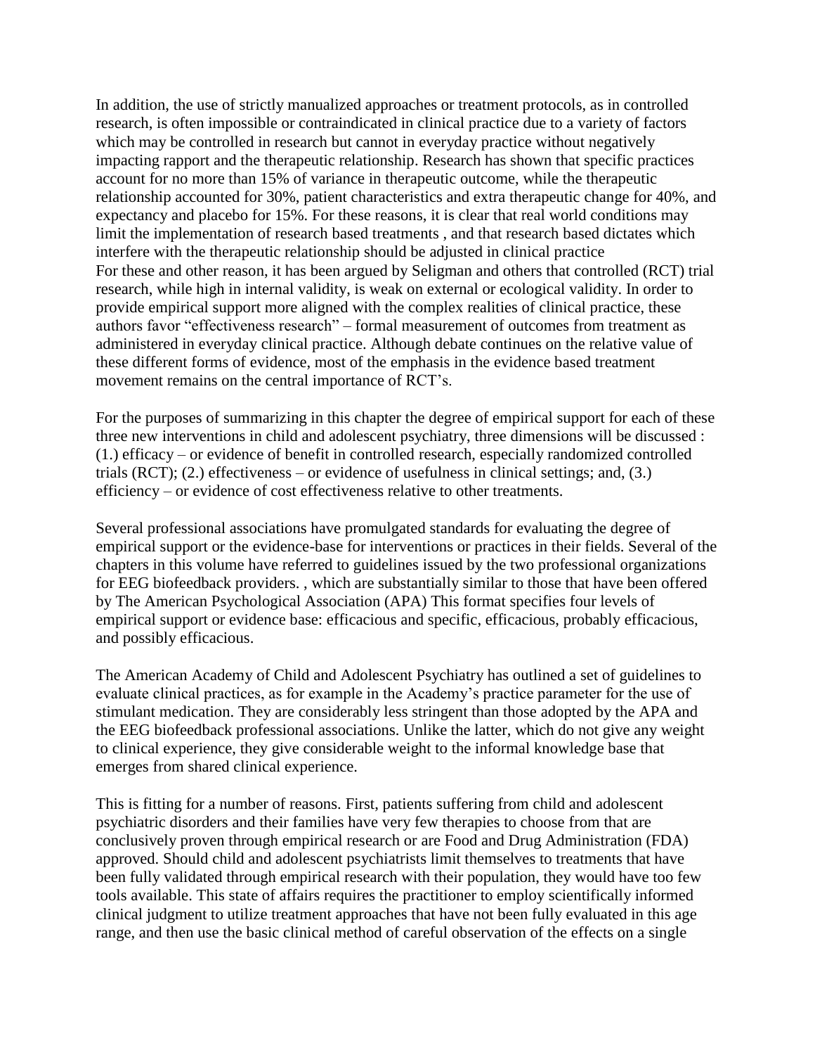In addition, the use of strictly manualized approaches or treatment protocols, as in controlled research, is often impossible or contraindicated in clinical practice due to a variety of factors which may be controlled in research but cannot in everyday practice without negatively impacting rapport and the therapeutic relationship. Research has shown that specific practices account for no more than 15% of variance in therapeutic outcome, while the therapeutic relationship accounted for 30%, patient characteristics and extra therapeutic change for 40%, and expectancy and placebo for 15%. For these reasons, it is clear that real world conditions may limit the implementation of research based treatments , and that research based dictates which interfere with the therapeutic relationship should be adjusted in clinical practice
For these and other reason, it has been argued by Seligman and others that controlled (RCT) trial research, while high in internal validity, is weak on external or ecological validity. In order to provide empirical support more aligned with the complex realities of clinical practice, these authors favor "effectiveness research" – formal measurement of outcomes from treatment as administered in everyday clinical practice. Although debate continues on the relative value of these different forms of evidence, most of the emphasis in the evidence based treatment movement remains on the central importance of RCT's.

For the purposes of summarizing in this chapter the degree of empirical support for each of these three new interventions in child and adolescent psychiatry, three dimensions will be discussed : (1.) efficacy – or evidence of benefit in controlled research, especially randomized controlled trials (RCT); (2.) effectiveness – or evidence of usefulness in clinical settings; and, (3.) efficiency – or evidence of cost effectiveness relative to other treatments.

Several professional associations have promulgated standards for evaluating the degree of empirical support or the evidence-base for interventions or practices in their fields. Several of the chapters in this volume have referred to guidelines issued by the two professional organizations for EEG biofeedback providers. , which are substantially similar to those that have been offered by The American Psychological Association (APA) This format specifies four levels of empirical support or evidence base: efficacious and specific, efficacious, probably efficacious, and possibly efficacious.

The American Academy of Child and Adolescent Psychiatry has outlined a set of guidelines to evaluate clinical practices, as for example in the Academy's practice parameter for the use of stimulant medication. They are considerably less stringent than those adopted by the APA and the EEG biofeedback professional associations. Unlike the latter, which do not give any weight to clinical experience, they give considerable weight to the informal knowledge base that emerges from shared clinical experience.

This is fitting for a number of reasons. First, patients suffering from child and adolescent psychiatric disorders and their families have very few therapies to choose from that are conclusively proven through empirical research or are Food and Drug Administration (FDA) approved. Should child and adolescent psychiatrists limit themselves to treatments that have been fully validated through empirical research with their population, they would have too few tools available. This state of affairs requires the practitioner to employ scientifically informed clinical judgment to utilize treatment approaches that have not been fully evaluated in this age range, and then use the basic clinical method of careful observation of the effects on a single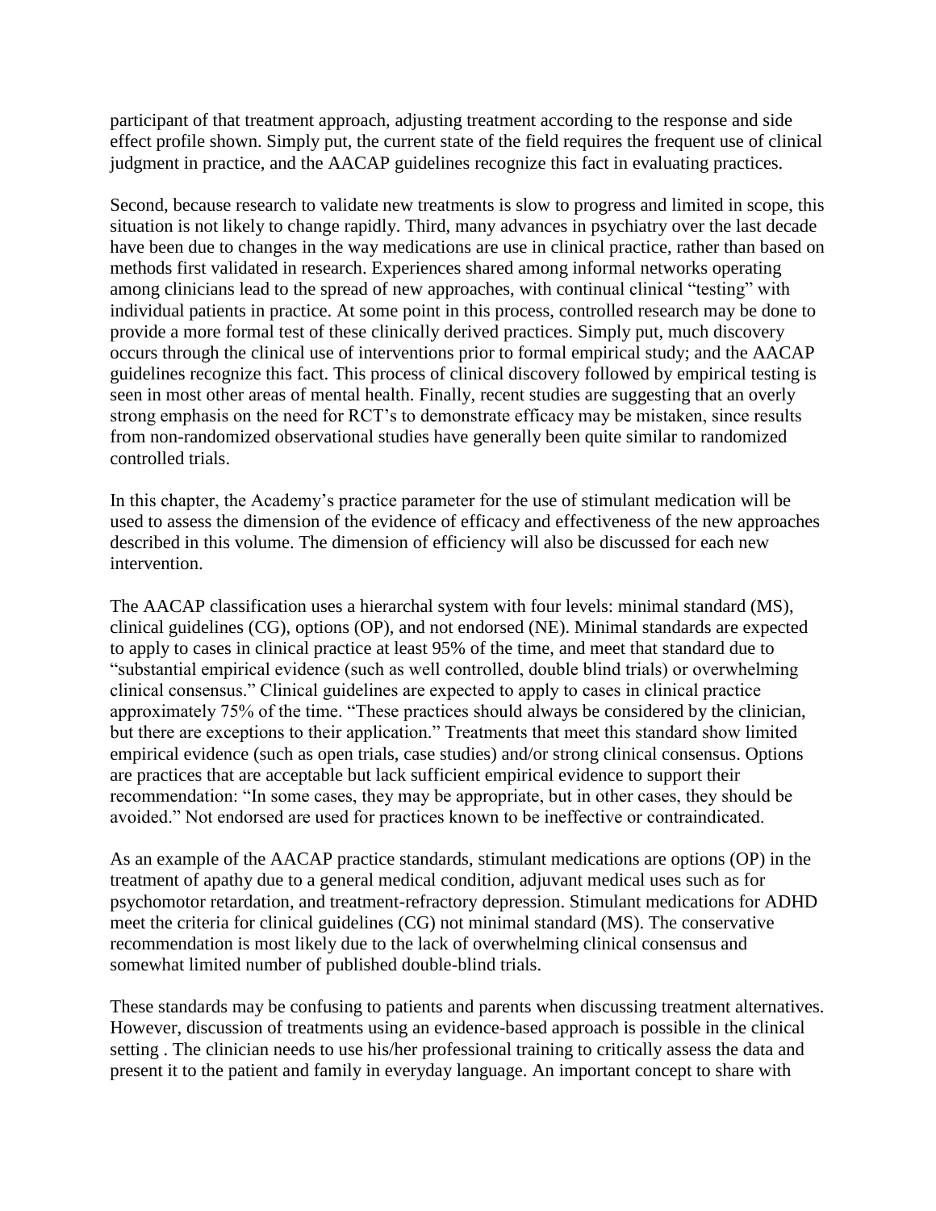participant of that treatment approach, adjusting treatment according to the response and side effect profile shown. Simply put, the current state of the field requires the frequent use of clinical judgment in practice, and the AACAP guidelines recognize this fact in evaluating practices.

Second, because research to validate new treatments is slow to progress and limited in scope, this situation is not likely to change rapidly. Third, many advances in psychiatry over the last decade have been due to changes in the way medications are use in clinical practice, rather than based on methods first validated in research. Experiences shared among informal networks operating among clinicians lead to the spread of new approaches, with continual clinical "testing" with individual patients in practice. At some point in this process, controlled research may be done to provide a more formal test of these clinically derived practices. Simply put, much discovery occurs through the clinical use of interventions prior to formal empirical study; and the AACAP guidelines recognize this fact. This process of clinical discovery followed by empirical testing is seen in most other areas of mental health. Finally, recent studies are suggesting that an overly strong emphasis on the need for RCT's to demonstrate efficacy may be mistaken, since results from non-randomized observational studies have generally been quite similar to randomized controlled trials.

In this chapter, the Academy's practice parameter for the use of stimulant medication will be used to assess the dimension of the evidence of efficacy and effectiveness of the new approaches described in this volume. The dimension of efficiency will also be discussed for each new intervention.

The AACAP classification uses a hierarchal system with four levels: minimal standard (MS), clinical guidelines (CG), options (OP), and not endorsed (NE). Minimal standards are expected to apply to cases in clinical practice at least 95% of the time, and meet that standard due to "substantial empirical evidence (such as well controlled, double blind trials) or overwhelming clinical consensus." Clinical guidelines are expected to apply to cases in clinical practice approximately 75% of the time. "These practices should always be considered by the clinician, but there are exceptions to their application." Treatments that meet this standard show limited empirical evidence (such as open trials, case studies) and/or strong clinical consensus. Options are practices that are acceptable but lack sufficient empirical evidence to support their recommendation: "In some cases, they may be appropriate, but in other cases, they should be avoided." Not endorsed are used for practices known to be ineffective or contraindicated.

As an example of the AACAP practice standards, stimulant medications are options (OP) in the treatment of apathy due to a general medical condition, adjuvant medical uses such as for psychomotor retardation, and treatment-refractory depression. Stimulant medications for ADHD meet the criteria for clinical guidelines (CG) not minimal standard (MS). The conservative recommendation is most likely due to the lack of overwhelming clinical consensus and somewhat limited number of published double-blind trials.

These standards may be confusing to patients and parents when discussing treatment alternatives. However, discussion of treatments using an evidence-based approach is possible in the clinical setting . The clinician needs to use his/her professional training to critically assess the data and present it to the patient and family in everyday language. An important concept to share with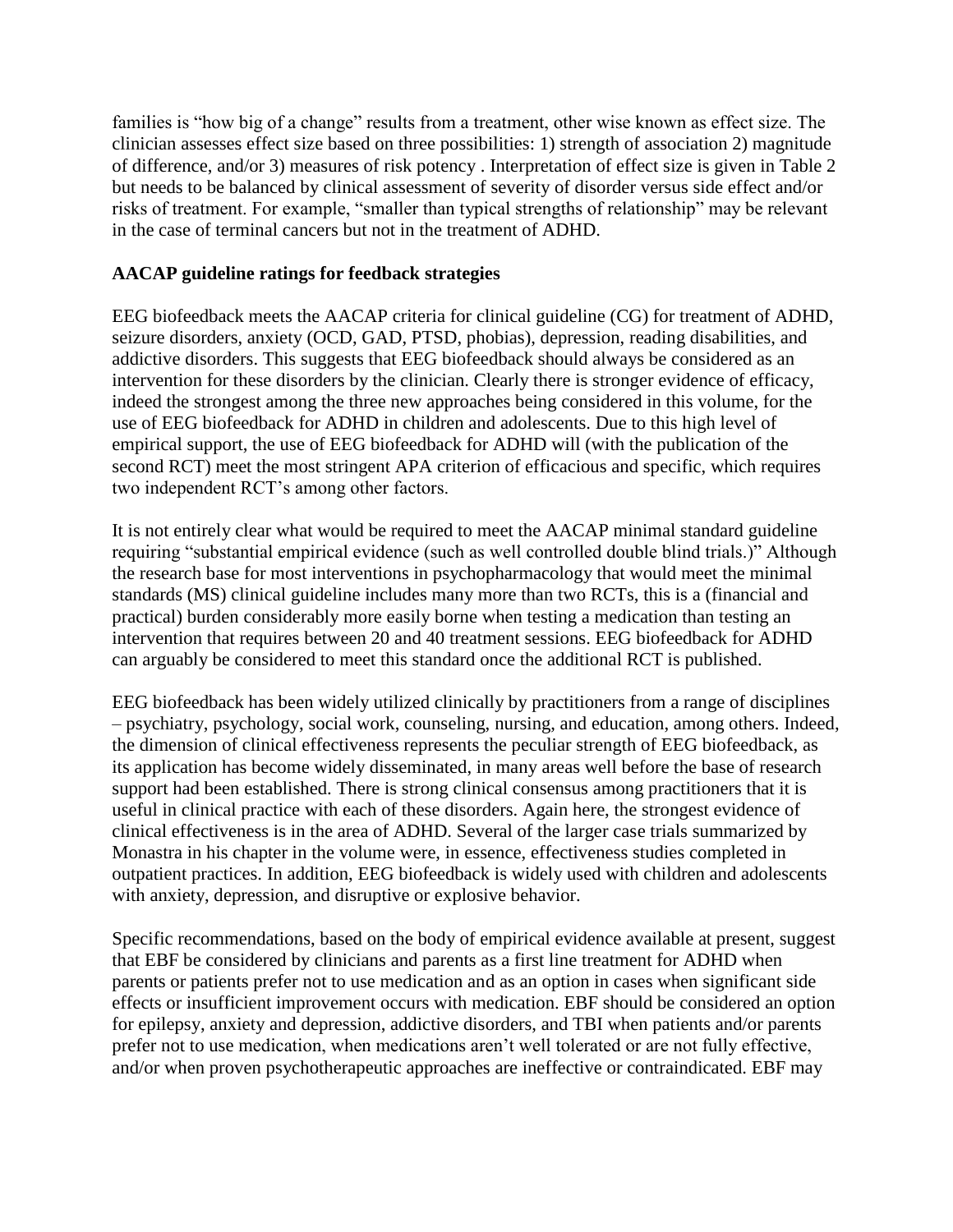families is "how big of a change" results from a treatment, other wise known as effect size. The clinician assesses effect size based on three possibilities: 1) strength of association 2) magnitude of difference, and/or 3) measures of risk potency . Interpretation of effect size is given in Table 2 but needs to be balanced by clinical assessment of severity of disorder versus side effect and/or risks of treatment. For example, "smaller than typical strengths of relationship" may be relevant in the case of terminal cancers but not in the treatment of ADHD.

**AACAP guideline ratings for feedback strategies**

EEG biofeedback meets the AACAP criteria for clinical guideline (CG) for treatment of ADHD, seizure disorders, anxiety (OCD, GAD, PTSD, phobias), depression, reading disabilities, and addictive disorders. This suggests that EEG biofeedback should always be considered as an intervention for these disorders by the clinician. Clearly there is stronger evidence of efficacy, indeed the strongest among the three new approaches being considered in this volume, for the use of EEG biofeedback for ADHD in children and adolescents. Due to this high level of empirical support, the use of EEG biofeedback for ADHD will (with the publication of the second RCT) meet the most stringent APA criterion of efficacious and specific, which requires two independent RCT's among other factors.

It is not entirely clear what would be required to meet the AACAP minimal standard guideline requiring "substantial empirical evidence (such as well controlled double blind trials.)" Although the research base for most interventions in psychopharmacology that would meet the minimal standards (MS) clinical guideline includes many more than two RCTs, this is a (financial and practical) burden considerably more easily borne when testing a medication than testing an intervention that requires between 20 and 40 treatment sessions. EEG biofeedback for ADHD can arguably be considered to meet this standard once the additional RCT is published.

EEG biofeedback has been widely utilized clinically by practitioners from a range of disciplines – psychiatry, psychology, social work, counseling, nursing, and education, among others. Indeed, the dimension of clinical effectiveness represents the peculiar strength of EEG biofeedback, as its application has become widely disseminated, in many areas well before the base of research support had been established. There is strong clinical consensus among practitioners that it is useful in clinical practice with each of these disorders. Again here, the strongest evidence of clinical effectiveness is in the area of ADHD. Several of the larger case trials summarized by Monastra in his chapter in the volume were, in essence, effectiveness studies completed in outpatient practices. In addition, EEG biofeedback is widely used with children and adolescents with anxiety, depression, and disruptive or explosive behavior.

Specific recommendations, based on the body of empirical evidence available at present, suggest that EBF be considered by clinicians and parents as a first line treatment for ADHD when parents or patients prefer not to use medication and as an option in cases when significant side effects or insufficient improvement occurs with medication. EBF should be considered an option for epilepsy, anxiety and depression, addictive disorders, and TBI when patients and/or parents prefer not to use medication, when medications aren't well tolerated or are not fully effective, and/or when proven psychotherapeutic approaches are ineffective or contraindicated. EBF may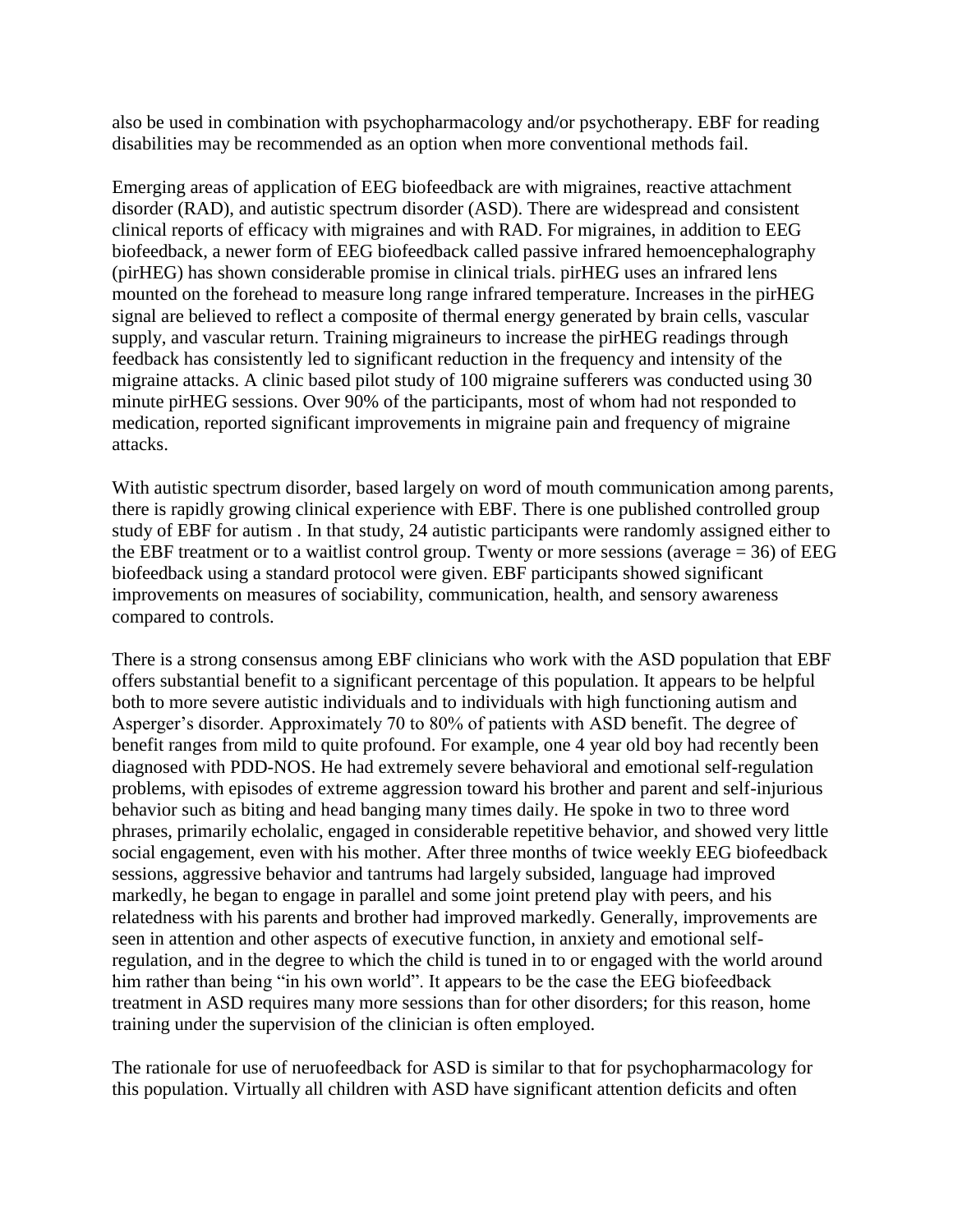also be used in combination with psychopharmacology and/or psychotherapy. EBF for reading disabilities may be recommended as an option when more conventional methods fail.

Emerging areas of application of EEG biofeedback are with migraines, reactive attachment disorder (RAD), and autistic spectrum disorder (ASD). There are widespread and consistent clinical reports of efficacy with migraines and with RAD. For migraines, in addition to EEG biofeedback, a newer form of EEG biofeedback called passive infrared hemoencephalography (pirHEG) has shown considerable promise in clinical trials. pirHEG uses an infrared lens mounted on the forehead to measure long range infrared temperature. Increases in the pirHEG signal are believed to reflect a composite of thermal energy generated by brain cells, vascular supply, and vascular return. Training migraineurs to increase the pirHEG readings through feedback has consistently led to significant reduction in the frequency and intensity of the migraine attacks. A clinic based pilot study of 100 migraine sufferers was conducted using 30 minute pirHEG sessions. Over 90% of the participants, most of whom had not responded to medication, reported significant improvements in migraine pain and frequency of migraine attacks.

With autistic spectrum disorder, based largely on word of mouth communication among parents, there is rapidly growing clinical experience with EBF. There is one published controlled group study of EBF for autism . In that study, 24 autistic participants were randomly assigned either to the EBF treatment or to a waitlist control group. Twenty or more sessions (average = 36) of EEG biofeedback using a standard protocol were given. EBF participants showed significant improvements on measures of sociability, communication, health, and sensory awareness compared to controls.

There is a strong consensus among EBF clinicians who work with the ASD population that EBF offers substantial benefit to a significant percentage of this population. It appears to be helpful both to more severe autistic individuals and to individuals with high functioning autism and Asperger's disorder. Approximately 70 to 80% of patients with ASD benefit. The degree of benefit ranges from mild to quite profound. For example, one 4 year old boy had recently been diagnosed with PDD-NOS. He had extremely severe behavioral and emotional self-regulation problems, with episodes of extreme aggression toward his brother and parent and self-injurious behavior such as biting and head banging many times daily. He spoke in two to three word phrases, primarily echolalic, engaged in considerable repetitive behavior, and showed very little social engagement, even with his mother. After three months of twice weekly EEG biofeedback sessions, aggressive behavior and tantrums had largely subsided, language had improved markedly, he began to engage in parallel and some joint pretend play with peers, and his relatedness with his parents and brother had improved markedly. Generally, improvements are seen in attention and other aspects of executive function, in anxiety and emotional self-regulation, and in the degree to which the child is tuned in to or engaged with the world around him rather than being "in his own world". It appears to be the case the EEG biofeedback treatment in ASD requires many more sessions than for other disorders; for this reason, home training under the supervision of the clinician is often employed.

The rationale for use of neruofeedback for ASD is similar to that for psychopharmacology for this population. Virtually all children with ASD have significant attention deficits and often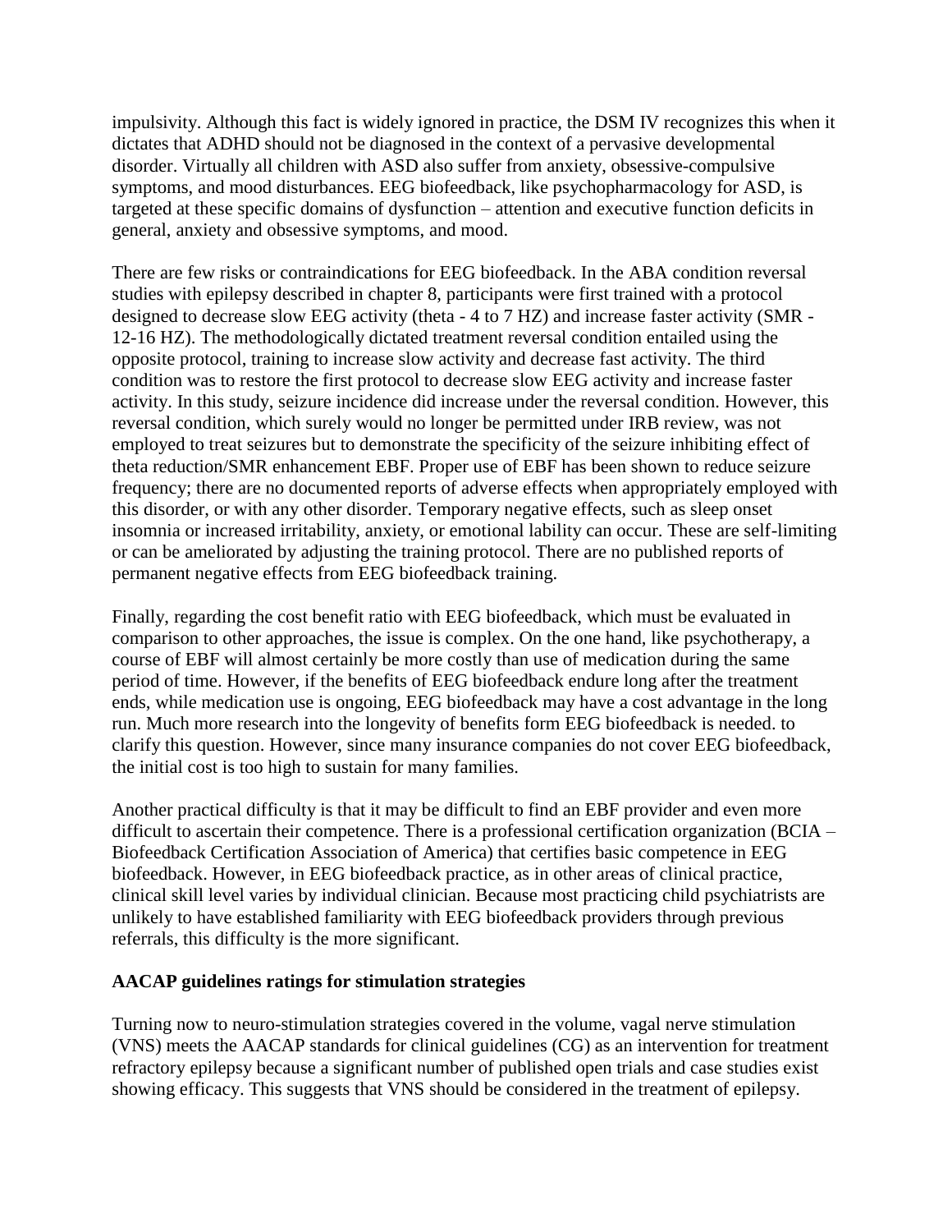impulsivity. Although this fact is widely ignored in practice, the DSM IV recognizes this when it dictates that ADHD should not be diagnosed in the context of a pervasive developmental disorder. Virtually all children with ASD also suffer from anxiety, obsessive-compulsive symptoms, and mood disturbances. EEG biofeedback, like psychopharmacology for ASD, is targeted at these specific domains of dysfunction – attention and executive function deficits in general, anxiety and obsessive symptoms, and mood.

There are few risks or contraindications for EEG biofeedback. In the ABA condition reversal studies with epilepsy described in chapter 8, participants were first trained with a protocol designed to decrease slow EEG activity (theta - 4 to 7 HZ) and increase faster activity (SMR - 12-16 HZ). The methodologically dictated treatment reversal condition entailed using the opposite protocol, training to increase slow activity and decrease fast activity. The third condition was to restore the first protocol to decrease slow EEG activity and increase faster activity. In this study, seizure incidence did increase under the reversal condition. However, this reversal condition, which surely would no longer be permitted under IRB review, was not employed to treat seizures but to demonstrate the specificity of the seizure inhibiting effect of theta reduction/SMR enhancement EBF. Proper use of EBF has been shown to reduce seizure frequency; there are no documented reports of adverse effects when appropriately employed with this disorder, or with any other disorder. Temporary negative effects, such as sleep onset insomnia or increased irritability, anxiety, or emotional lability can occur. These are self-limiting or can be ameliorated by adjusting the training protocol. There are no published reports of permanent negative effects from EEG biofeedback training.

Finally, regarding the cost benefit ratio with EEG biofeedback, which must be evaluated in comparison to other approaches, the issue is complex. On the one hand, like psychotherapy, a course of EBF will almost certainly be more costly than use of medication during the same period of time. However, if the benefits of EEG biofeedback endure long after the treatment ends, while medication use is ongoing, EEG biofeedback may have a cost advantage in the long run. Much more research into the longevity of benefits form EEG biofeedback is needed. to clarify this question. However, since many insurance companies do not cover EEG biofeedback, the initial cost is too high to sustain for many families.

Another practical difficulty is that it may be difficult to find an EBF provider and even more difficult to ascertain their competence. There is a professional certification organization (BCIA – Biofeedback Certification Association of America) that certifies basic competence in EEG biofeedback. However, in EEG biofeedback practice, as in other areas of clinical practice, clinical skill level varies by individual clinician. Because most practicing child psychiatrists are unlikely to have established familiarity with EEG biofeedback providers through previous referrals, this difficulty is the more significant.

**AACAP guidelines ratings for stimulation strategies**

Turning now to neuro-stimulation strategies covered in the volume, vagal nerve stimulation (VNS) meets the AACAP standards for clinical guidelines (CG) as an intervention for treatment refractory epilepsy because a significant number of published open trials and case studies exist showing efficacy. This suggests that VNS should be considered in the treatment of epilepsy.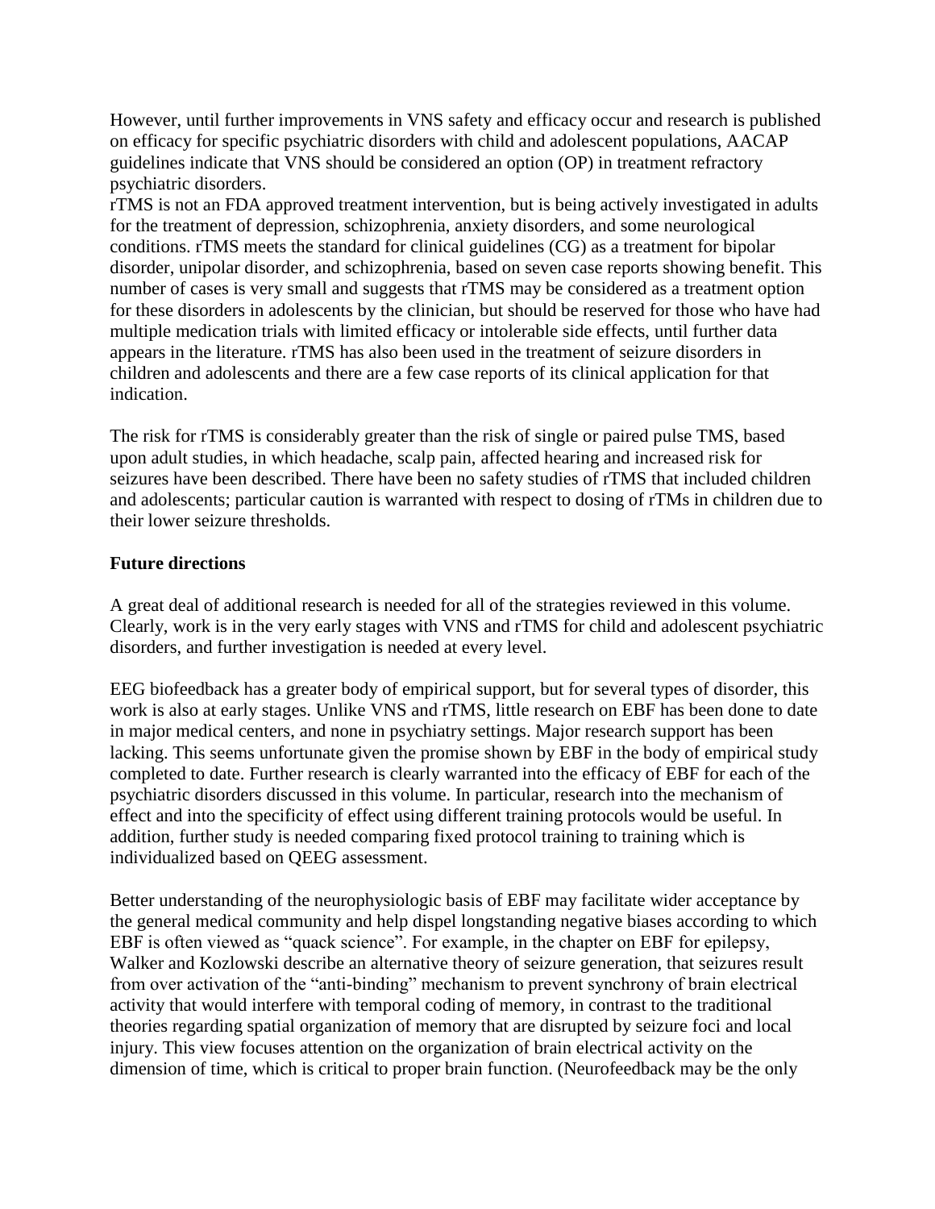However, until further improvements in VNS safety and efficacy occur and research is published on efficacy for specific psychiatric disorders with child and adolescent populations, AACAP guidelines indicate that VNS should be considered an option (OP) in treatment refractory psychiatric disorders.
rTMS is not an FDA approved treatment intervention, but is being actively investigated in adults for the treatment of depression, schizophrenia, anxiety disorders, and some neurological conditions. rTMS meets the standard for clinical guidelines (CG) as a treatment for bipolar disorder, unipolar disorder, and schizophrenia, based on seven case reports showing benefit. This number of cases is very small and suggests that rTMS may be considered as a treatment option for these disorders in adolescents by the clinician, but should be reserved for those who have had multiple medication trials with limited efficacy or intolerable side effects, until further data appears in the literature. rTMS has also been used in the treatment of seizure disorders in children and adolescents and there are a few case reports of its clinical application for that indication.

The risk for rTMS is considerably greater than the risk of single or paired pulse TMS, based upon adult studies, in which headache, scalp pain, affected hearing and increased risk for seizures have been described. There have been no safety studies of rTMS that included children and adolescents; particular caution is warranted with respect to dosing of rTMs in children due to their lower seizure thresholds.

**Future directions**

A great deal of additional research is needed for all of the strategies reviewed in this volume. Clearly, work is in the very early stages with VNS and rTMS for child and adolescent psychiatric disorders, and further investigation is needed at every level.

EEG biofeedback has a greater body of empirical support, but for several types of disorder, this work is also at early stages. Unlike VNS and rTMS, little research on EBF has been done to date in major medical centers, and none in psychiatry settings. Major research support has been lacking. This seems unfortunate given the promise shown by EBF in the body of empirical study completed to date. Further research is clearly warranted into the efficacy of EBF for each of the psychiatric disorders discussed in this volume. In particular, research into the mechanism of effect and into the specificity of effect using different training protocols would be useful. In addition, further study is needed comparing fixed protocol training to training which is individualized based on QEEG assessment.

Better understanding of the neurophysiologic basis of EBF may facilitate wider acceptance by the general medical community and help dispel longstanding negative biases according to which EBF is often viewed as "quack science". For example, in the chapter on EBF for epilepsy, Walker and Kozlowski describe an alternative theory of seizure generation, that seizures result from over activation of the "anti-binding" mechanism to prevent synchrony of brain electrical activity that would interfere with temporal coding of memory, in contrast to the traditional theories regarding spatial organization of memory that are disrupted by seizure foci and local injury. This view focuses attention on the organization of brain electrical activity on the dimension of time, which is critical to proper brain function. (Neurofeedback may be the only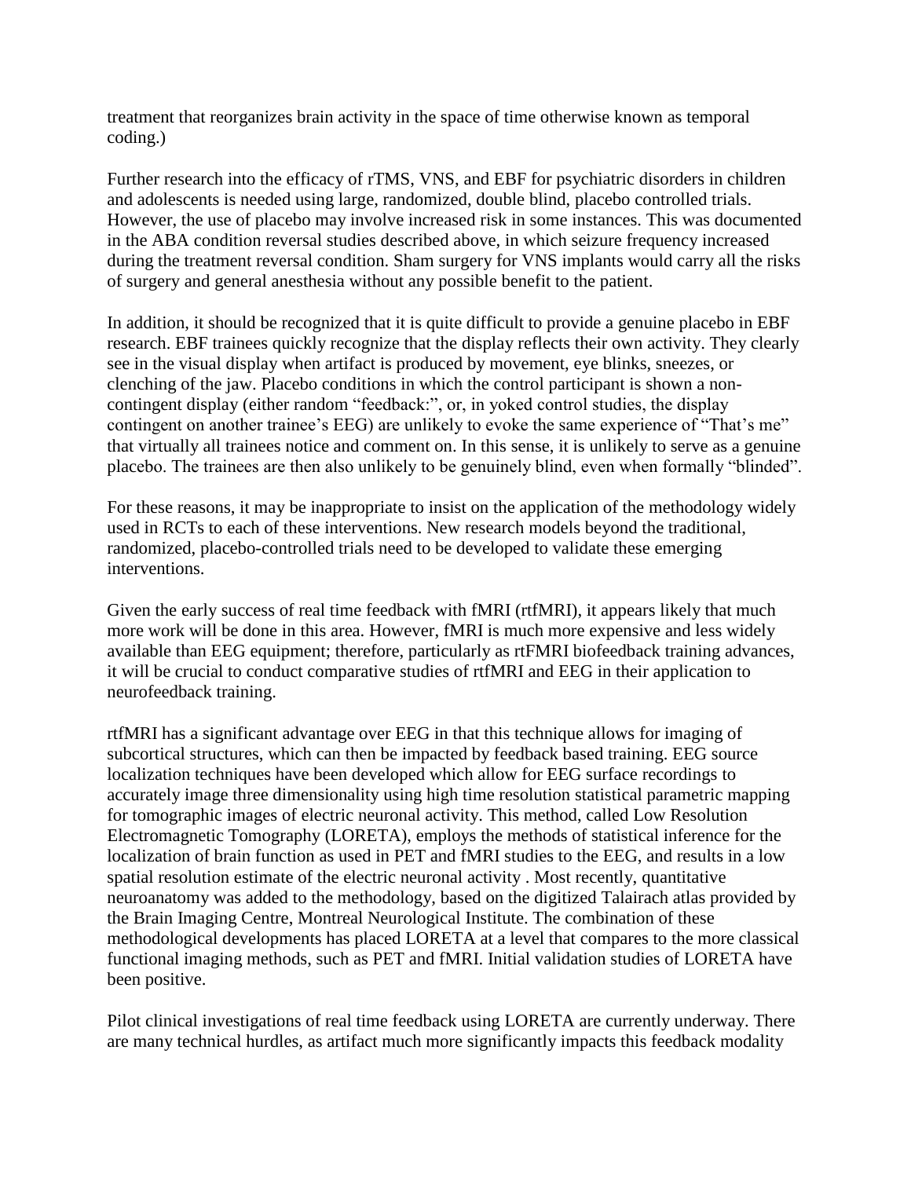treatment that reorganizes brain activity in the space of time otherwise known as temporal coding.)

Further research into the efficacy of rTMS, VNS, and EBF for psychiatric disorders in children and adolescents is needed using large, randomized, double blind, placebo controlled trials. However, the use of placebo may involve increased risk in some instances. This was documented in the ABA condition reversal studies described above, in which seizure frequency increased during the treatment reversal condition. Sham surgery for VNS implants would carry all the risks of surgery and general anesthesia without any possible benefit to the patient.

In addition, it should be recognized that it is quite difficult to provide a genuine placebo in EBF research. EBF trainees quickly recognize that the display reflects their own activity. They clearly see in the visual display when artifact is produced by movement, eye blinks, sneezes, or clenching of the jaw. Placebo conditions in which the control participant is shown a non-contingent display (either random "feedback:", or, in yoked control studies, the display contingent on another trainee's EEG) are unlikely to evoke the same experience of "That's me" that virtually all trainees notice and comment on. In this sense, it is unlikely to serve as a genuine placebo. The trainees are then also unlikely to be genuinely blind, even when formally "blinded".

For these reasons, it may be inappropriate to insist on the application of the methodology widely used in RCTs to each of these interventions. New research models beyond the traditional, randomized, placebo-controlled trials need to be developed to validate these emerging interventions.

Given the early success of real time feedback with fMRI (rtfMRI), it appears likely that much more work will be done in this area. However, fMRI is much more expensive and less widely available than EEG equipment; therefore, particularly as rtFMRI biofeedback training advances, it will be crucial to conduct comparative studies of rtfMRI and EEG in their application to neurofeedback training.

rtfMRI has a significant advantage over EEG in that this technique allows for imaging of subcortical structures, which can then be impacted by feedback based training. EEG source localization techniques have been developed which allow for EEG surface recordings to accurately image three dimensionality using high time resolution statistical parametric mapping for tomographic images of electric neuronal activity. This method, called Low Resolution Electromagnetic Tomography (LORETA), employs the methods of statistical inference for the localization of brain function as used in PET and fMRI studies to the EEG, and results in a low spatial resolution estimate of the electric neuronal activity . Most recently, quantitative neuroanatomy was added to the methodology, based on the digitized Talairach atlas provided by the Brain Imaging Centre, Montreal Neurological Institute. The combination of these methodological developments has placed LORETA at a level that compares to the more classical functional imaging methods, such as PET and fMRI. Initial validation studies of LORETA have been positive.

Pilot clinical investigations of real time feedback using LORETA are currently underway. There are many technical hurdles, as artifact much more significantly impacts this feedback modality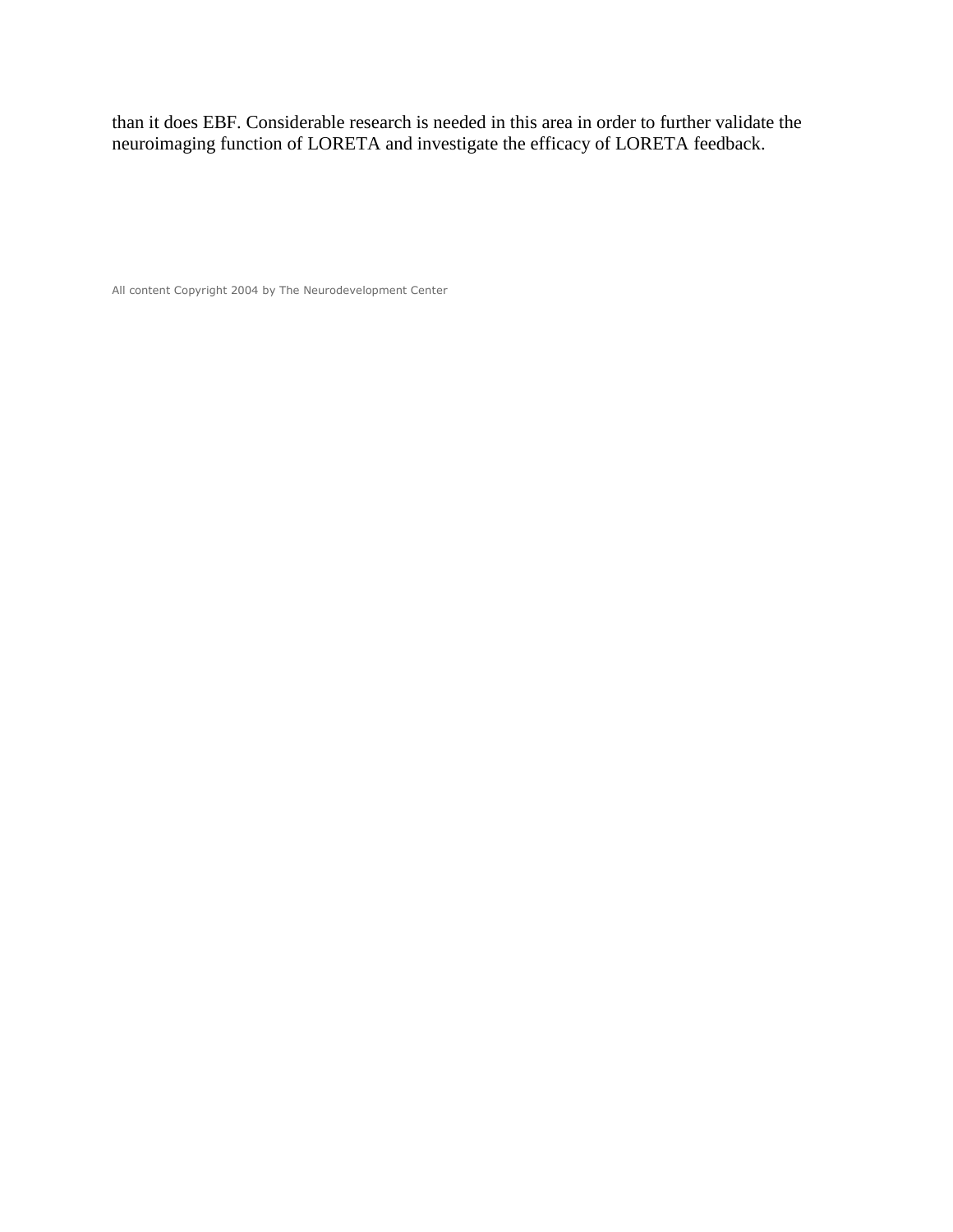than it does EBF. Considerable research is needed in this area in order to further validate the neuroimaging function of LORETA and investigate the efficacy of LORETA feedback.

All content Copyright 2004 by The Neurodevelopment Center